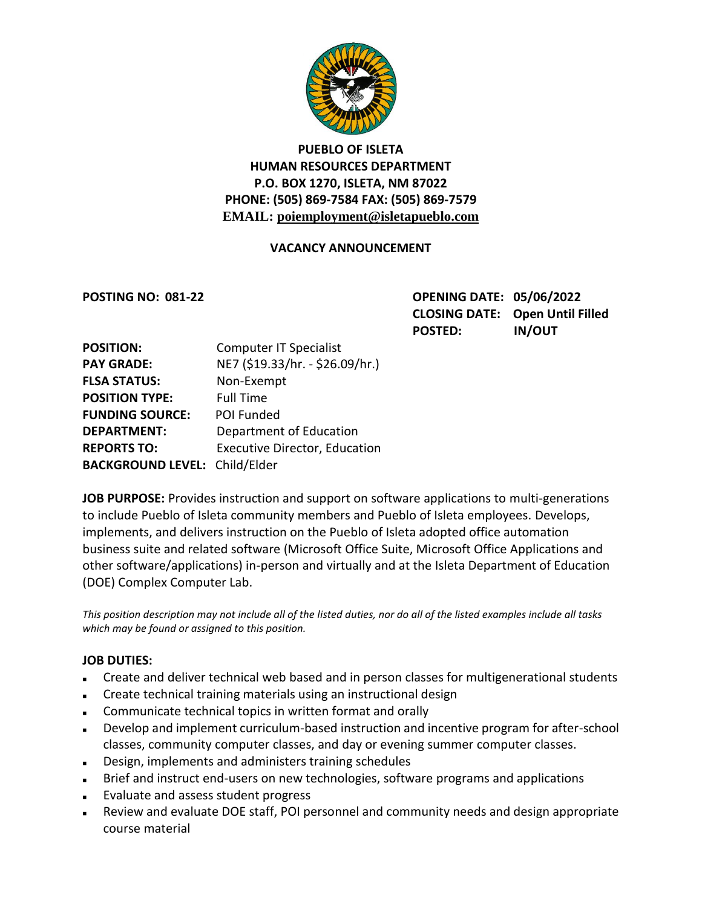**PUEBLO OF ISLETA**
**HUMAN RESOURCES DEPARTMENT**
**P.O. BOX 1270, ISLETA, NM 87022**
**PHONE: (505) 869-7584 FAX: (505) 869-7579**
**EMAIL: poiemployment@isletapueblo.com**

**VACANCY ANNOUNCEMENT**

**POSTING NO: 081-22**

**OPENING DATE: 05/06/2022**
**CLOSING DATE: Open Until Filled**
**POSTED: IN/OUT**

**POSITION:** Computer IT Specialist
**PAY GRADE:** NE7 ($19.33/hr. - $26.09/hr.)
**FLSA STATUS:** Non-Exempt
**POSITION TYPE:** Full Time
**FUNDING SOURCE:** POI Funded
**DEPARTMENT:** Department of Education
**REPORTS TO:** Executive Director, Education
**BACKGROUND LEVEL:** Child/Elder

**JOB PURPOSE:** Provides instruction and support on software applications to multi-generations to include Pueblo of Isleta community members and Pueblo of Isleta employees. Develops, implements, and delivers instruction on the Pueblo of Isleta adopted office automation business suite and related software (Microsoft Office Suite, Microsoft Office Applications and other software/applications) in-person and virtually and at the Isleta Department of Education (DOE) Complex Computer Lab.

*This position description may not include all of the listed duties, nor do all of the listed examples include all tasks which may be found or assigned to this position.*

**JOB DUTIES:**

- Create and deliver technical web based and in person classes for multigenerational students
- Create technical training materials using an instructional design
- Communicate technical topics in written format and orally
- Develop and implement curriculum-based instruction and incentive program for after-school classes, community computer classes, and day or evening summer computer classes.
- Design, implements and administers training schedules
- Brief and instruct end-users on new technologies, software programs and applications
- Evaluate and assess student progress
- Review and evaluate DOE staff, POI personnel and community needs and design appropriate course material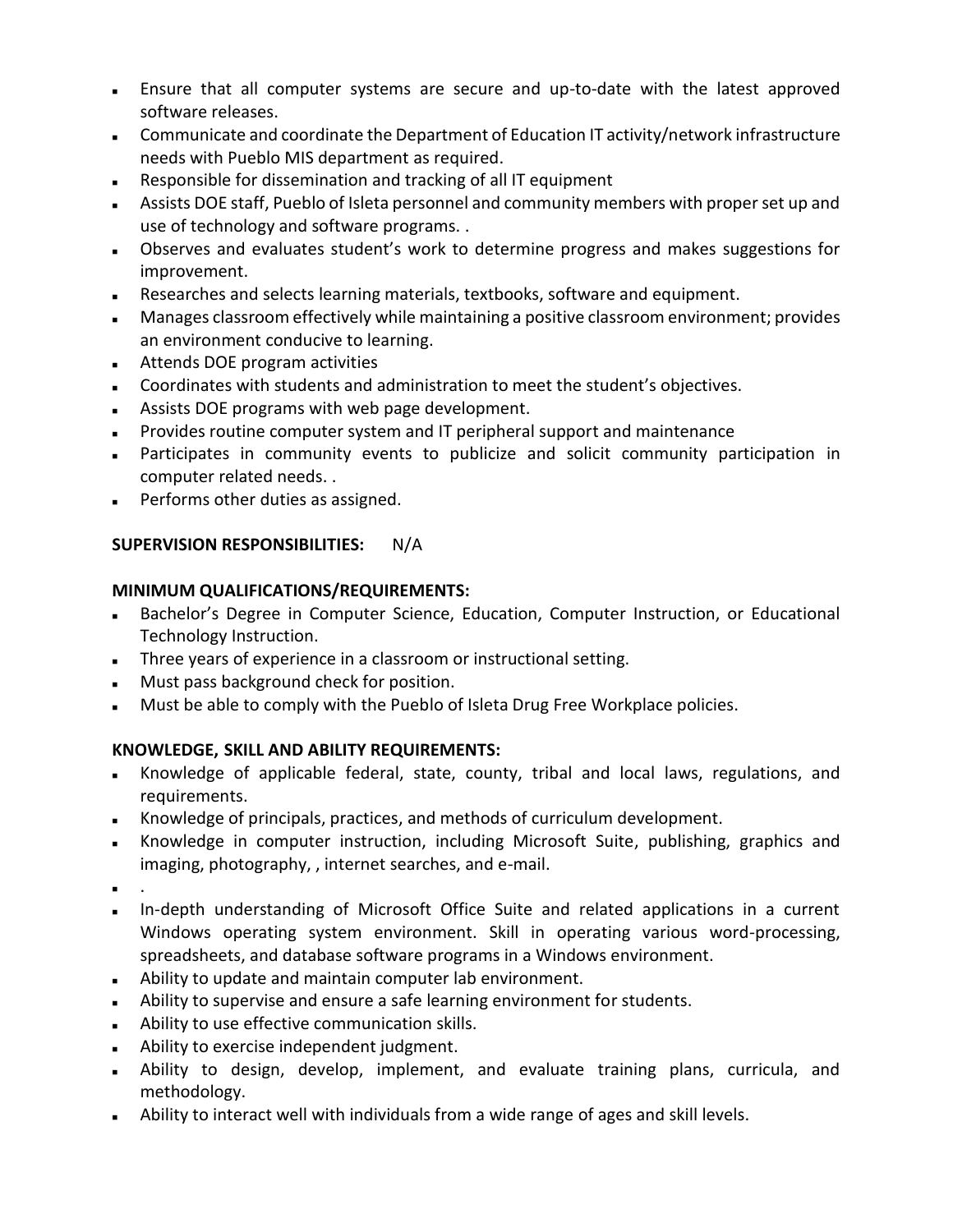- Ensure that all computer systems are secure and up-to-date with the latest approved software releases.
- Communicate and coordinate the Department of Education IT activity/network infrastructure needs with Pueblo MIS department as required.
- Responsible for dissemination and tracking of all IT equipment
- Assists DOE staff, Pueblo of Isleta personnel and community members with proper set up and use of technology and software programs. .
- Observes and evaluates student's work to determine progress and makes suggestions for improvement.
- Researches and selects learning materials, textbooks, software and equipment.
- Manages classroom effectively while maintaining a positive classroom environment; provides an environment conducive to learning.
- Attends DOE program activities
- Coordinates with students and administration to meet the student's objectives.
- Assists DOE programs with web page development.
- Provides routine computer system and IT peripheral support and maintenance
- Participates in community events to publicize and solicit community participation in computer related needs. .
- Performs other duties as assigned.

**SUPERVISION RESPONSIBILITIES:** N/A

**MINIMUM QUALIFICATIONS/REQUIREMENTS:**

- Bachelor's Degree in Computer Science, Education, Computer Instruction, or Educational Technology Instruction.
- Three years of experience in a classroom or instructional setting.
- Must pass background check for position.
- Must be able to comply with the Pueblo of Isleta Drug Free Workplace policies.

**KNOWLEDGE, SKILL AND ABILITY REQUIREMENTS:**

- Knowledge of applicable federal, state, county, tribal and local laws, regulations, and requirements.
- Knowledge of principals, practices, and methods of curriculum development.
- Knowledge in computer instruction, including Microsoft Suite, publishing, graphics and imaging, photography, , internet searches, and e-mail.
- .
- In-depth understanding of Microsoft Office Suite and related applications in a current Windows operating system environment. Skill in operating various word-processing, spreadsheets, and database software programs in a Windows environment.
- Ability to update and maintain computer lab environment.
- Ability to supervise and ensure a safe learning environment for students.
- Ability to use effective communication skills.
- Ability to exercise independent judgment.
- Ability to design, develop, implement, and evaluate training plans, curricula, and methodology.
- Ability to interact well with individuals from a wide range of ages and skill levels.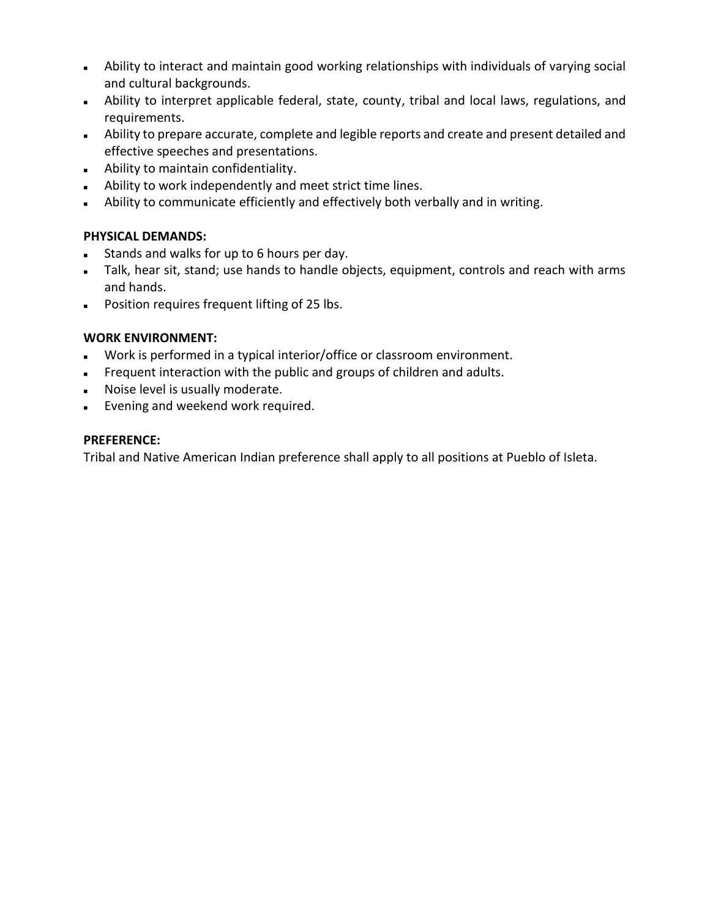- Ability to interact and maintain good working relationships with individuals of varying social and cultural backgrounds.
- Ability to interpret applicable federal, state, county, tribal and local laws, regulations, and requirements.
- Ability to prepare accurate, complete and legible reports and create and present detailed and effective speeches and presentations.
- Ability to maintain confidentiality.
- Ability to work independently and meet strict time lines.
- Ability to communicate efficiently and effectively both verbally and in writing.

**PHYSICAL DEMANDS:**

- Stands and walks for up to 6 hours per day.
- Talk, hear sit, stand; use hands to handle objects, equipment, controls and reach with arms and hands.
- Position requires frequent lifting of 25 lbs.

**WORK ENVIRONMENT:**

- Work is performed in a typical interior/office or classroom environment.
- Frequent interaction with the public and groups of children and adults.
- Noise level is usually moderate.
- Evening and weekend work required.

**PREFERENCE:**

Tribal and Native American Indian preference shall apply to all positions at Pueblo of Isleta.